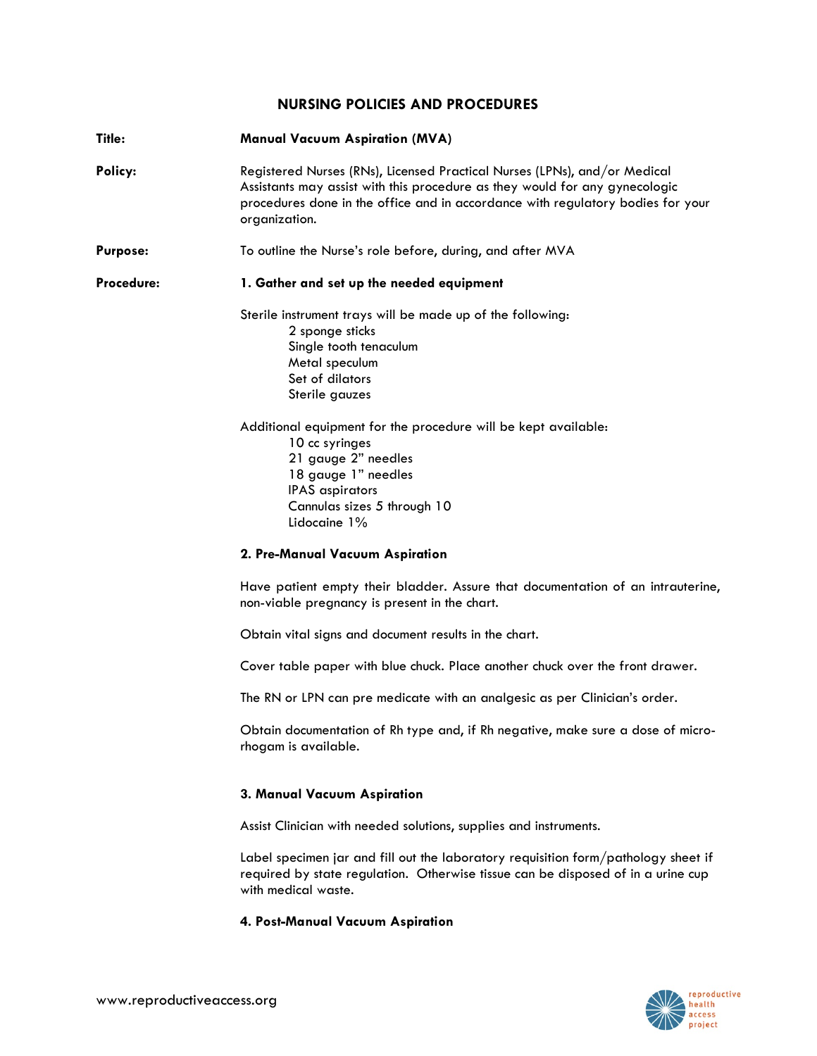# NURSING POLICIES AND PROCEDURES

**Title:** **Manual Vacuum Aspiration (MVA)**

**Policy:** Registered Nurses (RNs), Licensed Practical Nurses (LPNs), and/or Medical Assistants may assist with this procedure as they would for any gynecologic procedures done in the office and in accordance with regulatory bodies for your organization.

**Purpose:** To outline the Nurse's role before, during, and after MVA

**Procedure:**

### 1. Gather and set up the needed equipment

Sterile instrument trays will be made up of the following:

- 2 sponge sticks
- Single tooth tenaculum
- Metal speculum
- Set of dilators
- Sterile gauzes

Additional equipment for the procedure will be kept available:

- 10 cc syringes
- 21 gauge 2" needles
- 18 gauge 1" needles
- IPAS aspirators
- Cannulas sizes 5 through 10
- Lidocaine 1%

### 2. Pre-Manual Vacuum Aspiration

Have patient empty their bladder. Assure that documentation of an intrauterine, non-viable pregnancy is present in the chart.

Obtain vital signs and document results in the chart.

Cover table paper with blue chuck. Place another chuck over the front drawer.

The RN or LPN can pre medicate with an analgesic as per Clinician's order.

Obtain documentation of Rh type and, if Rh negative, make sure a dose of micro-rhogam is available.

### 3. Manual Vacuum Aspiration

Assist Clinician with needed solutions, supplies and instruments.

Label specimen jar and fill out the laboratory requisition form/pathology sheet if required by state regulation. Otherwise tissue can be disposed of in a urine cup with medical waste.

### 4. Post-Manual Vacuum Aspiration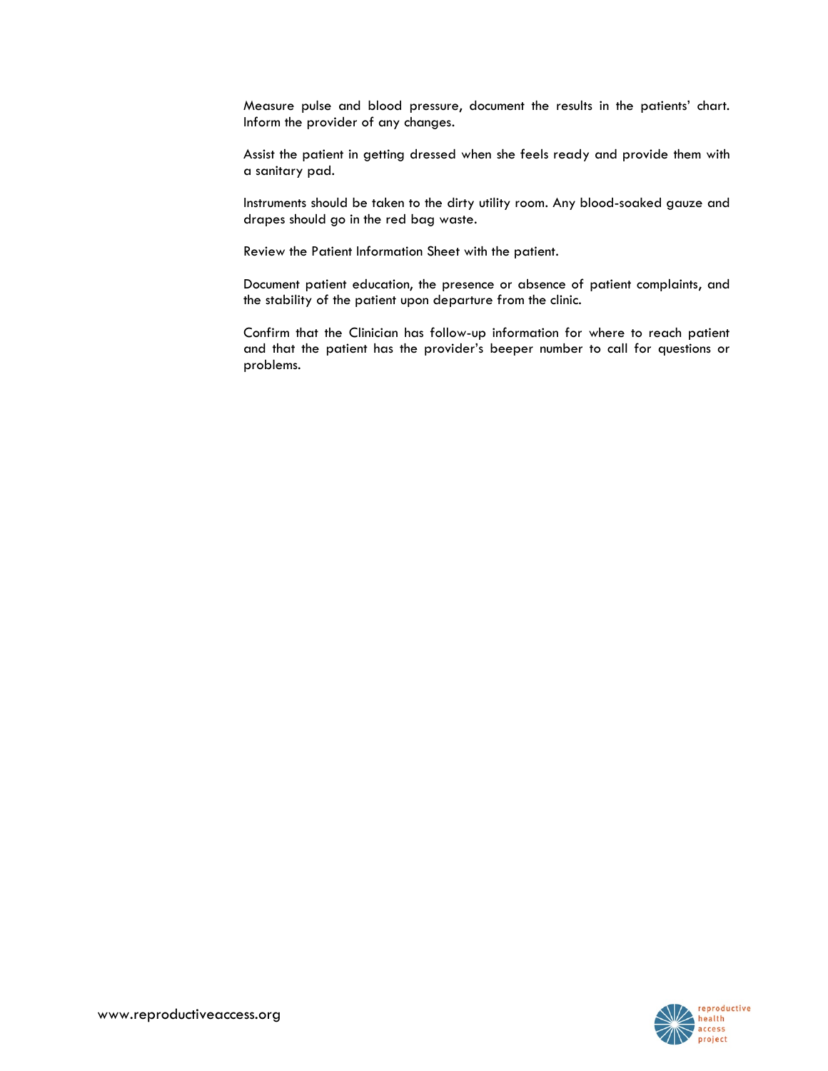Measure pulse and blood pressure, document the results in the patients' chart. Inform the provider of any changes.

Assist the patient in getting dressed when she feels ready and provide them with a sanitary pad.

Instruments should be taken to the dirty utility room. Any blood-soaked gauze and drapes should go in the red bag waste.

Review the Patient Information Sheet with the patient.

Document patient education, the presence or absence of patient complaints, and the stability of the patient upon departure from the clinic.

Confirm that the Clinician has follow-up information for where to reach patient and that the patient has the provider's beeper number to call for questions or problems.